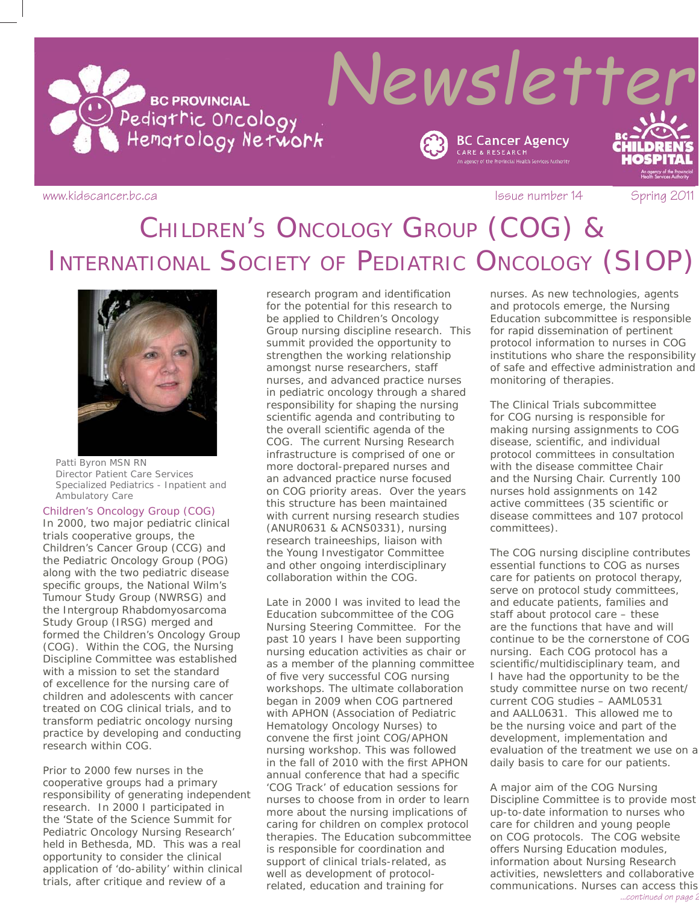# Children's Oncology Group (COG) & International Society of Pediatric Oncology (SIOP)

Patti Byron MSN RN
Director Patient Care Services
Specialized Pediatrics - Inpatient and Ambulatory Care

## Children's Oncology Group (COG)

In 2000, two major pediatric clinical trials cooperative groups, the Children's Cancer Group (CCG) and the Pediatric Oncology Group (POG) along with the two pediatric disease specific groups, the National Wilm's Tumour Study Group (NWRSG) and the Intergroup Rhabdomyosarcoma Study Group (IRSG) merged and formed the Children's Oncology Group (COG). Within the COG, the Nursing Discipline Committee was established with a mission to set the standard of excellence for the nursing care of children and adolescents with cancer treated on COG clinical trials, and to transform pediatric oncology nursing practice by developing and conducting research within COG.

Prior to 2000 few nurses in the cooperative groups had a primary responsibility of generating independent research. In 2000 I participated in the 'State of the Science Summit for Pediatric Oncology Nursing Research' held in Bethesda, MD. This was a real opportunity to consider the clinical application of 'do-ability' within clinical trials, after critique and review of a research program and identification for the potential for this research to be applied to Children's Oncology Group nursing discipline research. This summit provided the opportunity to strengthen the working relationship amongst nurse researchers, staff nurses, and advanced practice nurses in pediatric oncology through a shared responsibility for shaping the nursing scientific agenda and contributing to the overall scientific agenda of the COG. The Nursing Research infrastructure is comprised of one or more doctoral-prepared nurses and an advanced practice nurse focused on COG priority areas. Over the years this structure has been maintained with current nursing research studies (ANUR0631 & ACNS0331), nursing research traineeships, liaison with the Young Investigator Committee and other ongoing interdisciplinary collaboration within the COG.

Late in 2000 I was invited to lead the Education subcommittee of the COG Nursing Steering Committee. For the past 10 years I have been supporting nursing education activities as chair or as a member of the planning committee of five very successful COG nursing workshops. The ultimate collaboration began in 2009 when COG partnered with APHON (Association of Pediatric Hematology Oncology Nurses) to convene the first joint COG/APHON nursing workshop. This was followed in the fall of 2010 with the first APHON annual conference that had a specific 'COG Track' of education sessions for nurses to choose from in order to learn more about the nursing implications of caring for children on complex protocol therapies. The Education subcommittee is responsible for coordination and support of clinical trials-related, as well as development of protocol-related, education and training for nurses. As new technologies, agents and protocols emerge, the Nursing Education subcommittee is responsible for rapid dissemination of pertinent protocol information to nurses in COG institutions who share the responsibility of safe and effective administration and monitoring of therapies.

The Clinical Trials subcommittee for COG nursing is responsible for making nursing assignments to COG disease, scientific, and individual protocol committees in consultation with the disease committee Chair and the Nursing Chair. Currently 100 nurses hold assignments on 142 active committees (35 scientific or disease committees and 107 protocol committees).

The COG nursing discipline contributes essential functions to COG as nurses care for patients on protocol therapy, serve on protocol study committees, and educate patients, families and staff about protocol care – these are the functions that have and will continue to be the cornerstone of COG nursing. Each COG protocol has a scientific/multidisciplinary team, and I have had the opportunity to be the study committee nurse on two recent/current COG studies – AAML0531 and AALL0631. This allowed me to be the nursing voice and part of the development, implementation and evaluation of the treatment we use on a daily basis to care for our patients.

A major aim of the COG Nursing Discipline Committee is to provide most up-to-date information to nurses who care for children and young people on COG protocols. The COG website offers Nursing Education modules, information about Nursing Research activities, newsletters and collaborative communications. Nurses can access this

*...continued on page 2*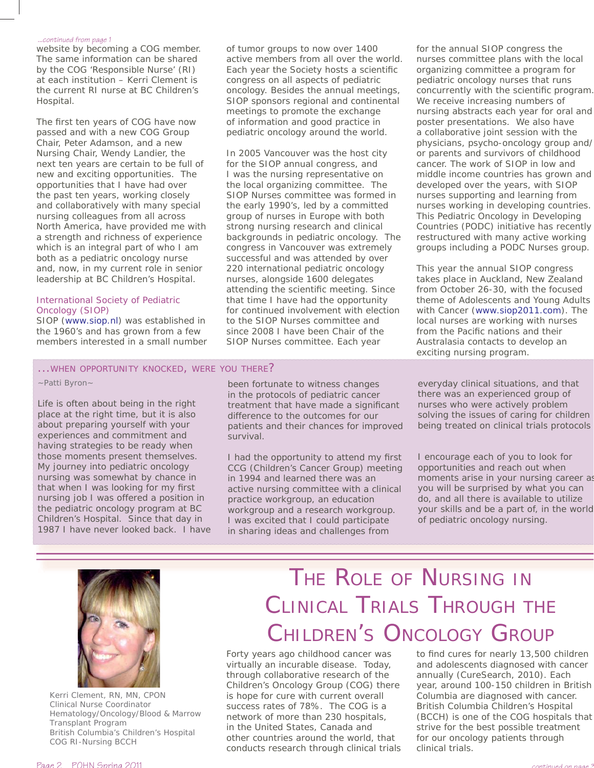*...continued from page 1*

website by becoming a COG member. The same information can be shared by the COG 'Responsible Nurse' (RI) at each institution – Kerri Clement is the current RI nurse at BC Children's Hospital.

The first ten years of COG have now passed and with a new COG Group Chair, Peter Adamson, and a new Nursing Chair, Wendy Landier, the next ten years are certain to be full of new and exciting opportunities. The opportunities that I have had over the past ten years, working closely and collaboratively with many special nursing colleagues from all across North America, have provided me with a strength and richness of experience which is an integral part of who I am both as a pediatric oncology nurse and, now, in my current role in senior leadership at BC Children's Hospital.

### International Society of Pediatric Oncology (SIOP)

SIOP (www.siop.nl) was established in the 1960's and has grown from a few members interested in a small number of tumor groups to now over 1400 active members from all over the world. Each year the Society hosts a scientific congress on all aspects of pediatric oncology. Besides the annual meetings, SIOP sponsors regional and continental meetings to promote the exchange of information and good practice in pediatric oncology around the world.

In 2005 Vancouver was the host city for the SIOP annual congress, and I was the nursing representative on the local organizing committee. The SIOP Nurses committee was formed in the early 1990's, led by a committed group of nurses in Europe with both strong nursing research and clinical backgrounds in pediatric oncology. The congress in Vancouver was extremely successful and was attended by over 220 international pediatric oncology nurses, alongside 1600 delegates attending the scientific meeting. Since that time I have had the opportunity for continued involvement with election to the SIOP Nurses committee and since 2008 I have been Chair of the SIOP Nurses committee. Each year for the annual SIOP congress the nurses committee plans with the local organizing committee a program for pediatric oncology nurses that runs concurrently with the scientific program. We receive increasing numbers of nursing abstracts each year for oral and poster presentations. We also have a collaborative joint session with the physicians, psycho-oncology group and/or parents and survivors of childhood cancer. The work of SIOP in low and middle income countries has grown and developed over the years, with SIOP nurses supporting and learning from nurses working in developing countries. This Pediatric Oncology in Developing Countries (PODC) initiative has recently restructured with many active working groups including a PODC Nurses group.

This year the annual SIOP congress takes place in Auckland, New Zealand from October 26-30, with the focused theme of Adolescents and Young Adults with Cancer (www.siop2011.com). The local nurses are working with nurses from the Pacific nations and their Australasia contacts to develop an exciting nursing program.

## ...When Opportunity Knocked, Were You There?

~Patti Byron~

Life is often about being in the right place at the right time, but it is also about preparing yourself with your experiences and commitment and having strategies to be ready when those moments present themselves. My journey into pediatric oncology nursing was somewhat by chance in that when I was looking for my first nursing job I was offered a position in the pediatric oncology program at BC Children's Hospital. Since that day in 1987 I have never looked back. I have been fortunate to witness changes in the protocols of pediatric cancer treatment that have made a significant difference to the outcomes for our patients and their chances for improved survival.

I had the opportunity to attend my first CCG (Children's Cancer Group) meeting in 1994 and learned there was an active nursing committee with a clinical practice workgroup, an education workgroup and a research workgroup. I was excited that I could participate in sharing ideas and challenges from everyday clinical situations, and that there was an experienced group of nurses who were actively problem solving the issues of caring for children being treated on clinical trials protocols

I encourage each of you to look for opportunities and reach out when moments arise in your nursing career as you will be surprised by what you can do, and all there is available to utilize your skills and be a part of, in the world of pediatric oncology nursing.

## The Role of Nursing in Clinical Trials Through the Children's Oncology Group

Kerri Clement, RN, MN, CPON
Clinical Nurse Coordinator
Hematology/Oncology/Blood & Marrow Transplant Program
British Columbia's Children's Hospital
COG RI-Nursing BCCH

Forty years ago childhood cancer was virtually an incurable disease. Today, through collaborative research of the Children's Oncology Group (COG) there is hope for cure with current overall success rates of 78%. The COG is a network of more than 230 hospitals, in the United States, Canada and other countries around the world, that conducts research through clinical trials to find cures for nearly 13,500 children and adolescents diagnosed with cancer annually (CureSearch, 2010). Each year, around 100-150 children in British Columbia are diagnosed with cancer. British Columbia Children's Hospital (BCCH) is one of the COG hospitals that strive for the best possible treatment for our oncology patients through clinical trials.

*continued on page 3*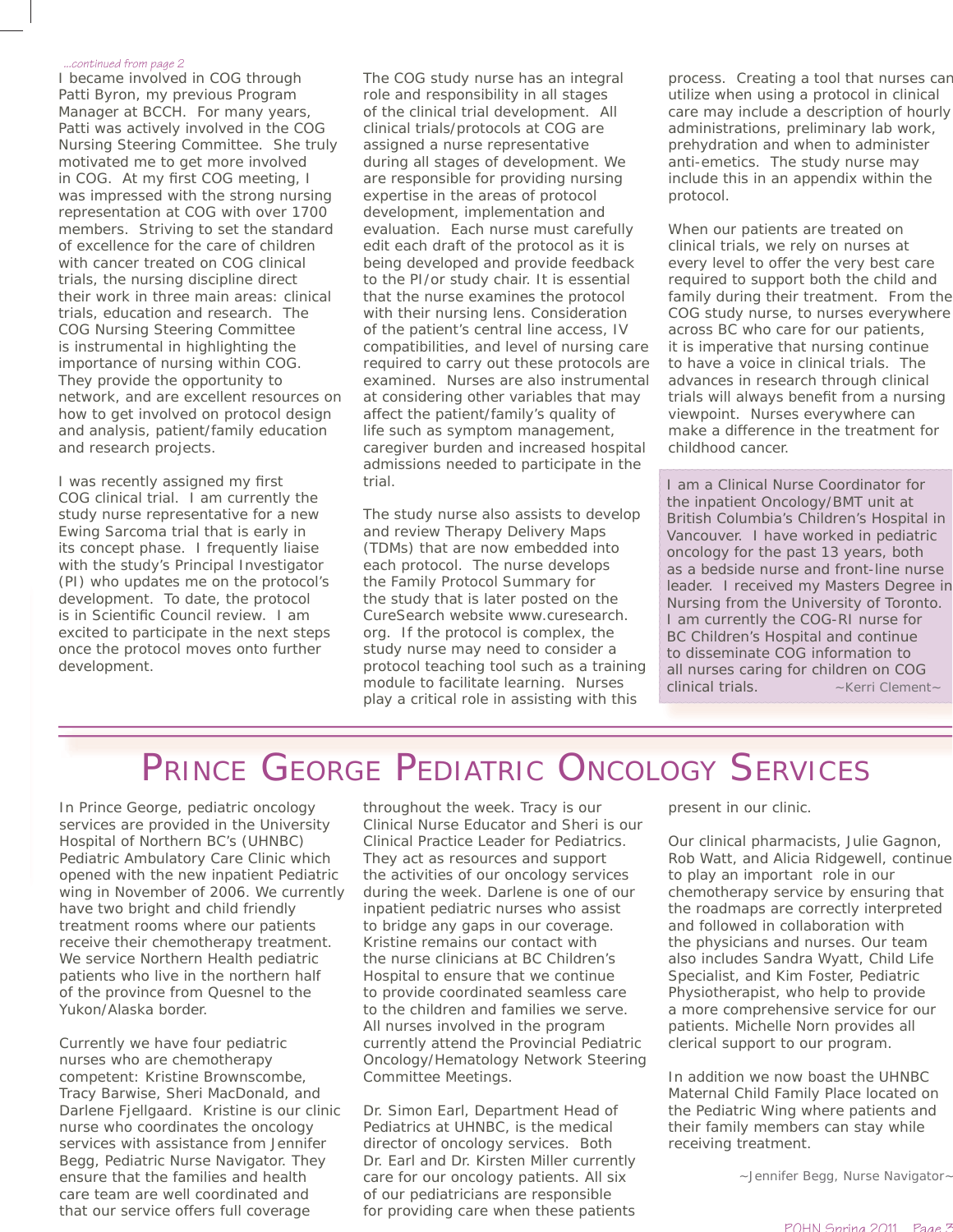*...continued from page 2*

I became involved in COG through Patti Byron, my previous Program Manager at BCCH. For many years, Patti was actively involved in the COG Nursing Steering Committee. She truly motivated me to get more involved in COG. At my first COG meeting, I was impressed with the strong nursing representation at COG with over 1700 members. Striving to set the standard of excellence for the care of children with cancer treated on COG clinical trials, the nursing discipline direct their work in three main areas: clinical trials, education and research. The COG Nursing Steering Committee is instrumental in highlighting the importance of nursing within COG. They provide the opportunity to network, and are excellent resources on how to get involved on protocol design and analysis, patient/family education and research projects.

I was recently assigned my first COG clinical trial. I am currently the study nurse representative for a new Ewing Sarcoma trial that is early in its concept phase. I frequently liaise with the study's Principal Investigator (PI) who updates me on the protocol's development. To date, the protocol is in Scientific Council review. I am excited to participate in the next steps once the protocol moves onto further development.

The COG study nurse has an integral role and responsibility in all stages of the clinical trial development. All clinical trials/protocols at COG are assigned a nurse representative during all stages of development. We are responsible for providing nursing expertise in the areas of protocol development, implementation and evaluation. Each nurse must carefully edit each draft of the protocol as it is being developed and provide feedback to the PI/or study chair. It is essential that the nurse examines the protocol with their nursing lens. Consideration of the patient's central line access, IV compatibilities, and level of nursing care required to carry out these protocols are examined. Nurses are also instrumental at considering other variables that may affect the patient/family's quality of life such as symptom management, caregiver burden and increased hospital admissions needed to participate in the trial.

The study nurse also assists to develop and review Therapy Delivery Maps (TDMs) that are now embedded into each protocol. The nurse develops the Family Protocol Summary for the study that is later posted on the CureSearch website www.curesearch.org. If the protocol is complex, the study nurse may need to consider a protocol teaching tool such as a training module to facilitate learning. Nurses play a critical role in assisting with this process. Creating a tool that nurses can utilize when using a protocol in clinical care may include a description of hourly administrations, preliminary lab work, prehydration and when to administer anti-emetics. The study nurse may include this in an appendix within the protocol.

When our patients are treated on clinical trials, we rely on nurses at every level to offer the very best care required to support both the child and family during their treatment. From the COG study nurse, to nurses everywhere across BC who care for our patients, it is imperative that nursing continue to have a voice in clinical trials. The advances in research through clinical trials will always benefit from a nursing viewpoint. Nurses everywhere can make a difference in the treatment for childhood cancer.

I am a Clinical Nurse Coordinator for the inpatient Oncology/BMT unit at British Columbia's Children's Hospital in Vancouver. I have worked in pediatric oncology for the past 13 years, both as a bedside nurse and front-line nurse leader. I received my Masters Degree in Nursing from the University of Toronto. I am currently the COG-RI nurse for BC Children's Hospital and continue to disseminate COG information to all nurses caring for children on COG clinical trials. ~Kerri Clement~

# Prince George Pediatric Oncology Services

In Prince George, pediatric oncology services are provided in the University Hospital of Northern BC's (UHNBC) Pediatric Ambulatory Care Clinic which opened with the new inpatient Pediatric wing in November of 2006. We currently have two bright and child friendly treatment rooms where our patients receive their chemotherapy treatment. We service Northern Health pediatric patients who live in the northern half of the province from Quesnel to the Yukon/Alaska border.

Currently we have four pediatric nurses who are chemotherapy competent: Kristine Brownscombe, Tracy Barwise, Sheri MacDonald, and Darlene Fjellgaard. Kristine is our clinic nurse who coordinates the oncology services with assistance from Jennifer Begg, Pediatric Nurse Navigator. They ensure that the families and health care team are well coordinated and that our service offers full coverage throughout the week. Tracy is our Clinical Nurse Educator and Sheri is our Clinical Practice Leader for Pediatrics. They act as resources and support the activities of our oncology services during the week. Darlene is one of our inpatient pediatric nurses who assist to bridge any gaps in our coverage. Kristine remains our contact with the nurse clinicians at BC Children's Hospital to ensure that we continue to provide coordinated seamless care to the children and families we serve. All nurses involved in the program currently attend the Provincial Pediatric Oncology/Hematology Network Steering Committee Meetings.

Dr. Simon Earl, Department Head of Pediatrics at UHNBC, is the medical director of oncology services. Both Dr. Earl and Dr. Kirsten Miller currently care for our oncology patients. All six of our pediatricians are responsible for providing care when these patients present in our clinic.

Our clinical pharmacists, Julie Gagnon, Rob Watt, and Alicia Ridgewell, continue to play an important role in our chemotherapy service by ensuring that the roadmaps are correctly interpreted and followed in collaboration with the physicians and nurses. Our team also includes Sandra Wyatt, Child Life Specialist, and Kim Foster, Pediatric Physiotherapist, who help to provide a more comprehensive service for our patients. Michelle Norn provides all clerical support to our program.

In addition we now boast the UHNBC Maternal Child Family Place located on the Pediatric Wing where patients and their family members can stay while receiving treatment.

~Jennifer Begg, Nurse Navigator~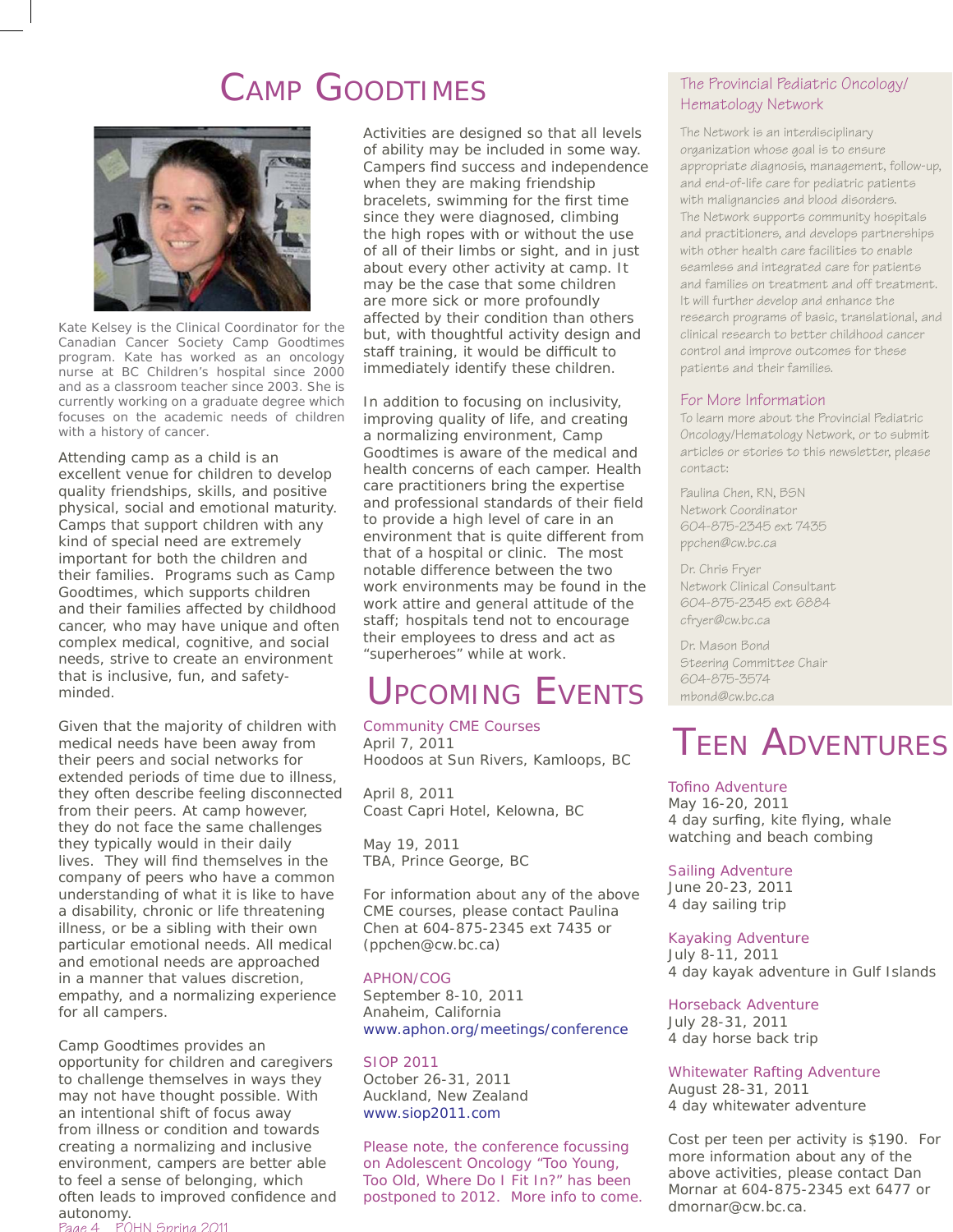# Camp Goodtimes

Kate Kelsey is the Clinical Coordinator for the Canadian Cancer Society Camp Goodtimes program. Kate has worked as an oncology nurse at BC Children's hospital since 2000 and as a classroom teacher since 2003. She is currently working on a graduate degree which focuses on the academic needs of children with a history of cancer.

Attending camp as a child is an excellent venue for children to develop quality friendships, skills, and positive physical, social and emotional maturity. Camps that support children with any kind of special need are extremely important for both the children and their families. Programs such as Camp Goodtimes, which supports children and their families affected by childhood cancer, who may have unique and often complex medical, cognitive, and social needs, strive to create an environment that is inclusive, fun, and safety-minded.

Given that the majority of children with medical needs have been away from their peers and social networks for extended periods of time due to illness, they often describe feeling disconnected from their peers. At camp however, they do not face the same challenges they typically would in their daily lives. They will find themselves in the company of peers who have a common understanding of what it is like to have a disability, chronic or life threatening illness, or be a sibling with their own particular emotional needs. All medical and emotional needs are approached in a manner that values discretion, empathy, and a normalizing experience for all campers.

Camp Goodtimes provides an opportunity for children and caregivers to challenge themselves in ways they may not have thought possible. With an intentional shift of focus away from illness or condition and towards creating a normalizing and inclusive environment, campers are better able to feel a sense of belonging, which often leads to improved confidence and autonomy.

Activities are designed so that all levels of ability may be included in some way. Campers find success and independence when they are making friendship bracelets, swimming for the first time since they were diagnosed, climbing the high ropes with or without the use of all of their limbs or sight, and in just about every other activity at camp. It may be the case that some children are more sick or more profoundly affected by their condition than others but, with thoughtful activity design and staff training, it would be difficult to immediately identify these children.

In addition to focusing on inclusivity, improving quality of life, and creating a normalizing environment, Camp Goodtimes is aware of the medical and health concerns of each camper. Health care practitioners bring the expertise and professional standards of their field to provide a high level of care in an environment that is quite different from that of a hospital or clinic. The most notable difference between the two work environments may be found in the work attire and general attitude of the staff; hospitals tend not to encourage their employees to dress and act as "superheroes" while at work.

# Upcoming Events

**Community CME Courses**
April 7, 2011
Hoodoos at Sun Rivers, Kamloops, BC

April 8, 2011
Coast Capri Hotel, Kelowna, BC

May 19, 2011
TBA, Prince George, BC

For information about any of the above CME courses, please contact Paulina Chen at 604-875-2345 ext 7435 or (ppchen@cw.bc.ca)

**APHON/COG**
September 8-10, 2011
Anaheim, California
www.aphon.org/meetings/conference

**SIOP 2011**
October 26-31, 2011
Auckland, New Zealand
www.siop2011.com

Please note, the conference focussing on Adolescent Oncology "Too Young, Too Old, Where Do I Fit In?" has been postponed to 2012. More info to come.

## The Provincial Pediatric Oncology/ Hematology Network

The Network is an interdisciplinary organization whose goal is to ensure appropriate diagnosis, management, follow-up, and end-of-life care for pediatric patients with malignancies and blood disorders. The Network supports community hospitals and practitioners, and develops partnerships with other health care facilities to enable seamless and integrated care for patients and families on treatment and off treatment. It will further develop and enhance the research programs of basic, translational, and clinical research to better childhood cancer control and improve outcomes for these patients and their families.

## For More Information

To learn more about the Provincial Pediatric Oncology/Hematology Network, or to submit articles or stories to this newsletter, please contact:

Paulina Chen, RN, BSN
Network Coordinator
604-875-2345 ext 7435
ppchen@cw.bc.ca

Dr. Chris Fryer
Network Clinical Consultant
604-875-2345 ext 6884
cfryer@cw.bc.ca

Dr. Mason Bond
Steering Committee Chair
604-875-3574
mbond@cw.bc.ca

# Teen Adventures

**Tofino Adventure**
May 16-20, 2011
4 day surfing, kite flying, whale watching and beach combing

**Sailing Adventure**
June 20-23, 2011
4 day sailing trip

**Kayaking Adventure**
July 8-11, 2011
4 day kayak adventure in Gulf Islands

**Horseback Adventure**
July 28-31, 2011
4 day horse back trip

**Whitewater Rafting Adventure**
August 28-31, 2011
4 day whitewater adventure

Cost per teen per activity is $190. For more information about any of the above activities, please contact Dan Mornar at 604-875-2345 ext 6477 or dmornar@cw.bc.ca.